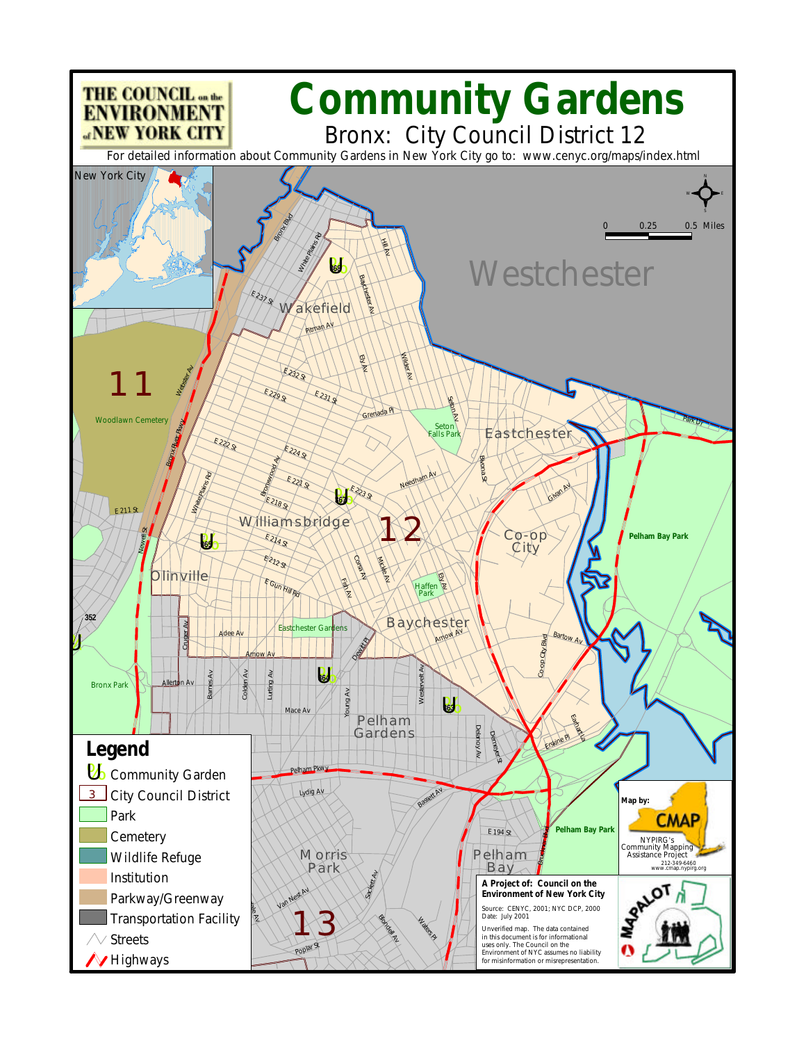THE COUNCIL on the ENVIRONMENT of NEW YORK CITY

# Community Gardens

## Bronx: City Council District 12

For detailed information about Community Gardens in New York City go to: www.cenyc.org/maps/index.html

New York City

Westchester

Wakefield

Eastchester

Williamsbridge

Co-op City

Olinville

Baychester

Pelham Gardens

Morris Park

Pelham Bay

Woodlawn Cemetery

Seton Falls Park

Haffen Park

Eastchester Gardens

Pelham Bay Park

Bronx Park

11

12

13

352

0 0.25 0.5 Miles

## Legend

- Community Garden
- City Council District
- Park
- Cemetery
- Wildlife Refuge
- Institution
- Parkway/Greenway
- Transportation Facility
- Streets
- Highways

Map by: CMAP

NYPIRG's Community Mapping Assistance Project

212-349-6460

www.cmap.nypirg.org

**A Project of: Council on the Environment of New York City**

Source: CENYC, 2001; NYC DCP, 2000

Date: July 2001

Unverified map. The data contained in this document is for informational uses only. The Council on the Environment of NYC assumes no liability for misinformation or misrepresentation.

MAPALOT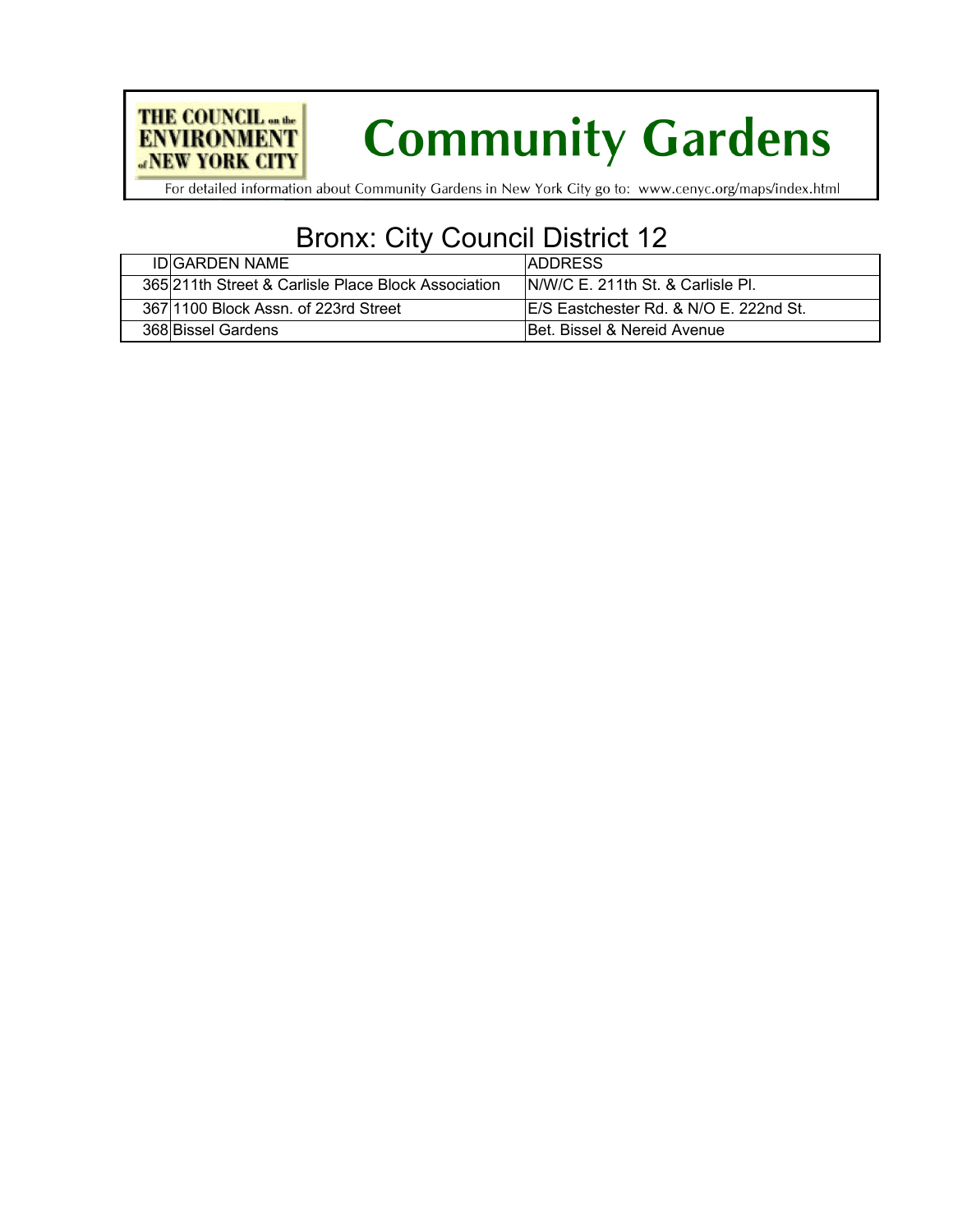THE COUNCIL on the ENVIRONMENT of NEW YORK CITY

# Community Gardens

For detailed information about Community Gardens in New York City go to: www.cenyc.org/maps/index.html

## Bronx: City Council District 12

| ID | GARDEN NAME | ADDRESS |
|---|---|---|
| 365 | 211th Street & Carlisle Place Block Association | N/W/C E. 211th St. & Carlisle Pl. |
| 367 | 1100 Block Assn. of 223rd Street | E/S Eastchester Rd. & N/O E. 222nd St. |
| 368 | Bissel Gardens | Bet. Bissel & Nereid Avenue |